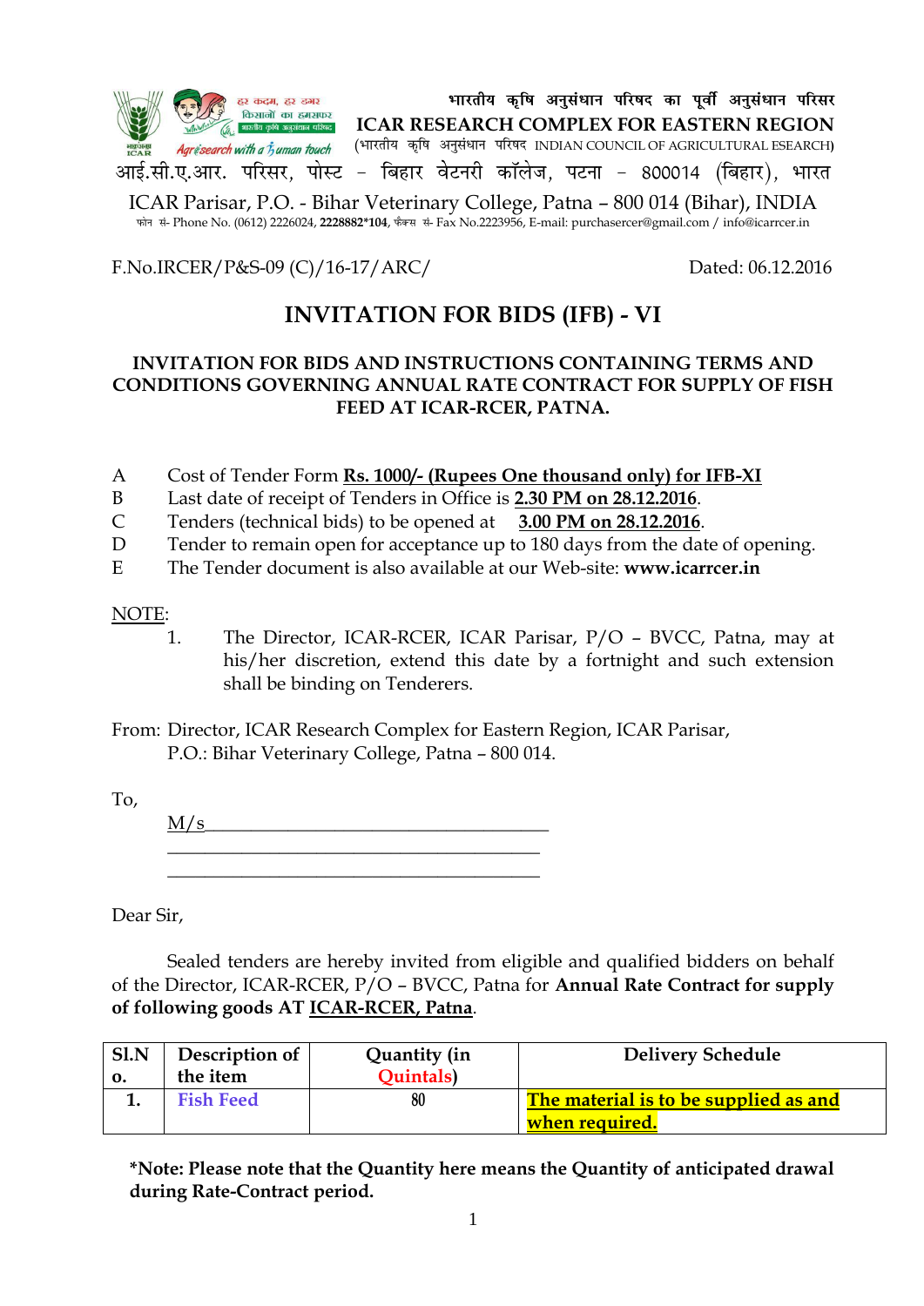हर कदम, हर डगर किसानों का हमसफर भारतीय कृषि अनुसंधान परिषद

Agrésearch with a human touch

भारतीय कृषि अनुसंधान परिषद का पूर्वी अनुसंधान परिसर

**ICAR RESEARCH COMPLEX FOR EASTERN REGION**

(भारतीय कृषि अनुसंधान परिषद INDIAN COUNCIL OF AGRICULTURAL ESEARCH)

आई.सी.ए.आर. परिसर, पोस्ट – बिहार वेटनरी कॉलेज, पटना – 800014 (बिहार), भारत

ICAR Parisar, P.O. - Bihar Veterinary College, Patna – 800 014 (Bihar), INDIA

फोन सं- Phone No. (0612) 2226024, **2228882*104**, फैक्स सं- Fax No.2223956, E-mail: purchasercer@gmail.com / info@icarrcer.in

F.No.IRCER/P&S-09 (C)/16-17/ARC/ Dated: 06.12.2016

# INVITATION FOR BIDS (IFB) - VI

## INVITATION FOR BIDS AND INSTRUCTIONS CONTAINING TERMS AND CONDITIONS GOVERNING ANNUAL RATE CONTRACT FOR SUPPLY OF FISH FEED AT ICAR-RCER, PATNA.

A Cost of Tender Form **Rs. 1000/- (Rupees One thousand only) for IFB-XI**

B Last date of receipt of Tenders in Office is **2.30 PM on 28.12.2016**.

C Tenders (technical bids) to be opened at **3.00 PM on 28.12.2016**.

D Tender to remain open for acceptance up to 180 days from the date of opening.

E The Tender document is also available at our Web-site: **www.icarrcer.in**

NOTE:

1. The Director, ICAR-RCER, ICAR Parisar, P/O – BVCC, Patna, may at his/her discretion, extend this date by a fortnight and such extension shall be binding on Tenderers.

From: Director, ICAR Research Complex for Eastern Region, ICAR Parisar, P.O.: Bihar Veterinary College, Patna – 800 014.

To,

M/s_____________________________________

_________________________________________

_________________________________________

Dear Sir,

Sealed tenders are hereby invited from eligible and qualified bidders on behalf of the Director, ICAR-RCER, P/O – BVCC, Patna for **Annual Rate Contract for supply of following goods AT ICAR-RCER, Patna**.

| Sl.No. | Description of the item | Quantity (in Quintals) | Delivery Schedule |
|---|---|---|---|
| 1. | Fish Feed | 80 | The material is to be supplied as and when required. |

***Note: Please note that the Quantity here means the Quantity of anticipated drawal during Rate-Contract period.**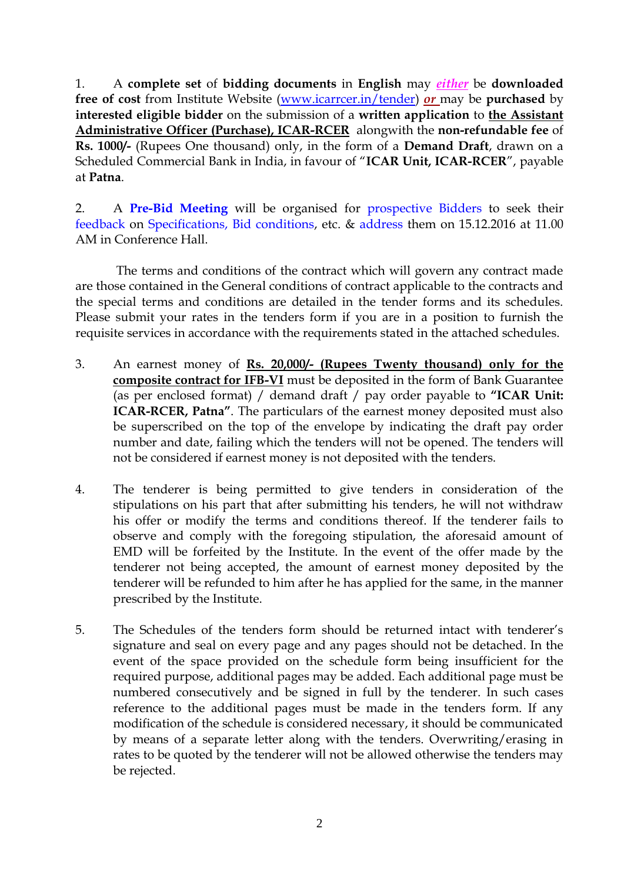1. A **complete set** of **bidding documents** in **English** may ***either*** be **downloaded free of cost** from Institute Website (www.icarrcer.in/tender) ***or*** may be **purchased** by **interested eligible bidder** on the submission of a **written application** to **the Assistant Administrative Officer (Purchase), ICAR-RCER** alongwith the **non-refundable fee** of **Rs. 1000/-** (Rupees One thousand) only, in the form of a **Demand Draft**, drawn on a Scheduled Commercial Bank in India, in favour of "**ICAR Unit, ICAR-RCER**", payable at **Patna**.

2. A **Pre-Bid Meeting** will be organised for prospective Bidders to seek their feedback on Specifications, Bid conditions, etc. & address them on 15.12.2016 at 11.00 AM in Conference Hall.

The terms and conditions of the contract which will govern any contract made are those contained in the General conditions of contract applicable to the contracts and the special terms and conditions are detailed in the tender forms and its schedules. Please submit your rates in the tenders form if you are in a position to furnish the requisite services in accordance with the requirements stated in the attached schedules.

3. An earnest money of **Rs. 20,000/- (Rupees Twenty thousand) only for the composite contract for IFB-VI** must be deposited in the form of Bank Guarantee (as per enclosed format) / demand draft / pay order payable to **"ICAR Unit: ICAR-RCER, Patna"**. The particulars of the earnest money deposited must also be superscribed on the top of the envelope by indicating the draft pay order number and date, failing which the tenders will not be opened. The tenders will not be considered if earnest money is not deposited with the tenders.

4. The tenderer is being permitted to give tenders in consideration of the stipulations on his part that after submitting his tenders, he will not withdraw his offer or modify the terms and conditions thereof. If the tenderer fails to observe and comply with the foregoing stipulation, the aforesaid amount of EMD will be forfeited by the Institute. In the event of the offer made by the tenderer not being accepted, the amount of earnest money deposited by the tenderer will be refunded to him after he has applied for the same, in the manner prescribed by the Institute.

5. The Schedules of the tenders form should be returned intact with tenderer's signature and seal on every page and any pages should not be detached. In the event of the space provided on the schedule form being insufficient for the required purpose, additional pages may be added. Each additional page must be numbered consecutively and be signed in full by the tenderer. In such cases reference to the additional pages must be made in the tenders form. If any modification of the schedule is considered necessary, it should be communicated by means of a separate letter along with the tenders. Overwriting/erasing in rates to be quoted by the tenderer will not be allowed otherwise the tenders may be rejected.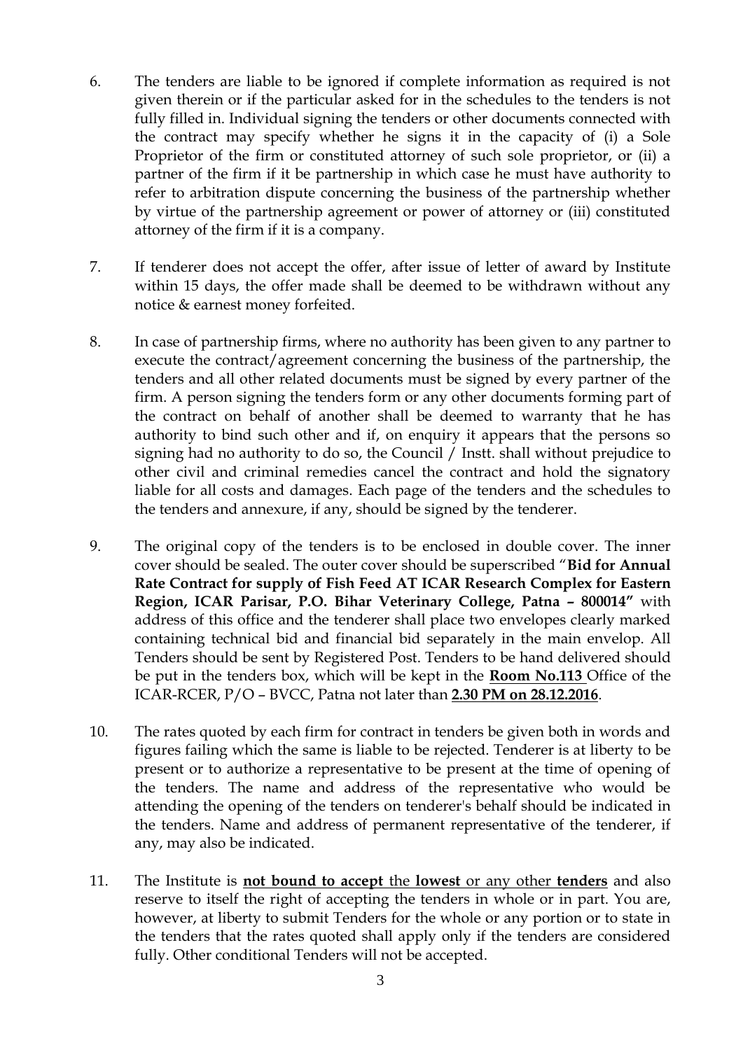6. The tenders are liable to be ignored if complete information as required is not given therein or if the particular asked for in the schedules to the tenders is not fully filled in. Individual signing the tenders or other documents connected with the contract may specify whether he signs it in the capacity of (i) a Sole Proprietor of the firm or constituted attorney of such sole proprietor, or (ii) a partner of the firm if it be partnership in which case he must have authority to refer to arbitration dispute concerning the business of the partnership whether by virtue of the partnership agreement or power of attorney or (iii) constituted attorney of the firm if it is a company.

7. If tenderer does not accept the offer, after issue of letter of award by Institute within 15 days, the offer made shall be deemed to be withdrawn without any notice & earnest money forfeited.

8. In case of partnership firms, where no authority has been given to any partner to execute the contract/agreement concerning the business of the partnership, the tenders and all other related documents must be signed by every partner of the firm. A person signing the tenders form or any other documents forming part of the contract on behalf of another shall be deemed to warranty that he has authority to bind such other and if, on enquiry it appears that the persons so signing had no authority to do so, the Council / Instt. shall without prejudice to other civil and criminal remedies cancel the contract and hold the signatory liable for all costs and damages. Each page of the tenders and the schedules to the tenders and annexure, if any, should be signed by the tenderer.

9. The original copy of the tenders is to be enclosed in double cover. The inner cover should be sealed. The outer cover should be superscribed "**Bid for Annual Rate Contract for supply of Fish Feed AT ICAR Research Complex for Eastern Region, ICAR Parisar, P.O. Bihar Veterinary College, Patna – 800014"** with address of this office and the tenderer shall place two envelopes clearly marked containing technical bid and financial bid separately in the main envelop. All Tenders should be sent by Registered Post. Tenders to be hand delivered should be put in the tenders box, which will be kept in the **<u>Room No.113</u>** Office of the ICAR-RCER, P/O – BVCC, Patna not later than **<u>2.30 PM on 28.12.2016</u>**.

10. The rates quoted by each firm for contract in tenders be given both in words and figures failing which the same is liable to be rejected. Tenderer is at liberty to be present or to authorize a representative to be present at the time of opening of the tenders. The name and address of the representative who would be attending the opening of the tenders on tenderer's behalf should be indicated in the tenders. Name and address of permanent representative of the tenderer, if any, may also be indicated.

11. The Institute is **<u>not bound to accept</u>** the **<u>lowest</u>** or any other **<u>tenders</u>** and also reserve to itself the right of accepting the tenders in whole or in part. You are, however, at liberty to submit Tenders for the whole or any portion or to state in the tenders that the rates quoted shall apply only if the tenders are considered fully. Other conditional Tenders will not be accepted.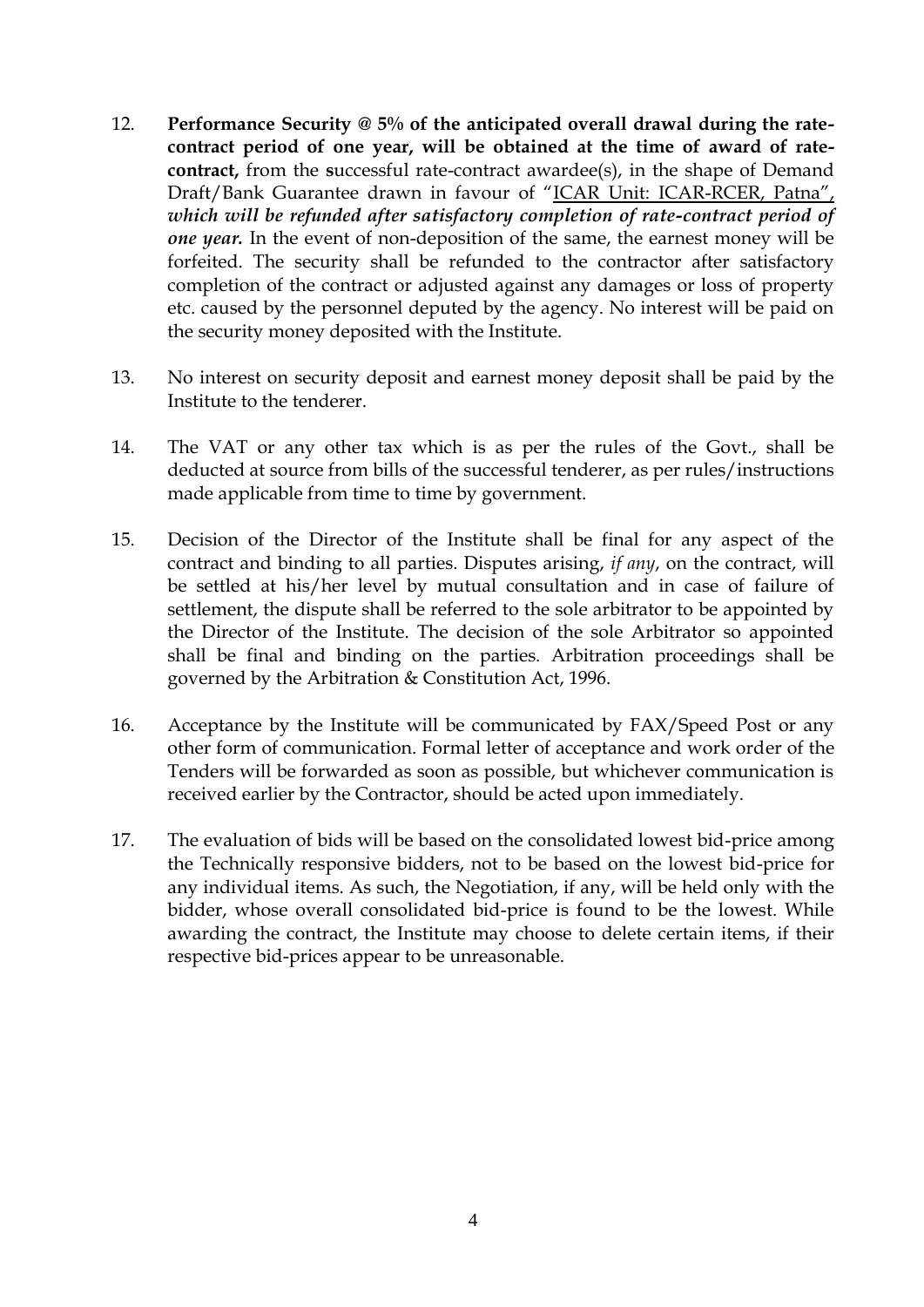12. **Performance Security @ 5% of the anticipated overall drawal during the rate-contract period of one year, will be obtained at the time of award of rate-contract,** from the **s**uccessful rate-contract awardee(s), in the shape of Demand Draft/Bank Guarantee drawn in favour of "ICAR Unit: ICAR-RCER, Patna", ***which will be refunded after satisfactory completion of rate-contract period of one year.*** In the event of non-deposition of the same, the earnest money will be forfeited. The security shall be refunded to the contractor after satisfactory completion of the contract or adjusted against any damages or loss of property etc. caused by the personnel deputed by the agency. No interest will be paid on the security money deposited with the Institute.

13. No interest on security deposit and earnest money deposit shall be paid by the Institute to the tenderer.

14. The VAT or any other tax which is as per the rules of the Govt., shall be deducted at source from bills of the successful tenderer, as per rules/instructions made applicable from time to time by government.

15. Decision of the Director of the Institute shall be final for any aspect of the contract and binding to all parties. Disputes arising, *if any*, on the contract, will be settled at his/her level by mutual consultation and in case of failure of settlement, the dispute shall be referred to the sole arbitrator to be appointed by the Director of the Institute. The decision of the sole Arbitrator so appointed shall be final and binding on the parties. Arbitration proceedings shall be governed by the Arbitration & Constitution Act, 1996.

16. Acceptance by the Institute will be communicated by FAX/Speed Post or any other form of communication. Formal letter of acceptance and work order of the Tenders will be forwarded as soon as possible, but whichever communication is received earlier by the Contractor, should be acted upon immediately.

17. The evaluation of bids will be based on the consolidated lowest bid-price among the Technically responsive bidders, not to be based on the lowest bid-price for any individual items. As such, the Negotiation, if any, will be held only with the bidder, whose overall consolidated bid-price is found to be the lowest. While awarding the contract, the Institute may choose to delete certain items, if their respective bid-prices appear to be unreasonable.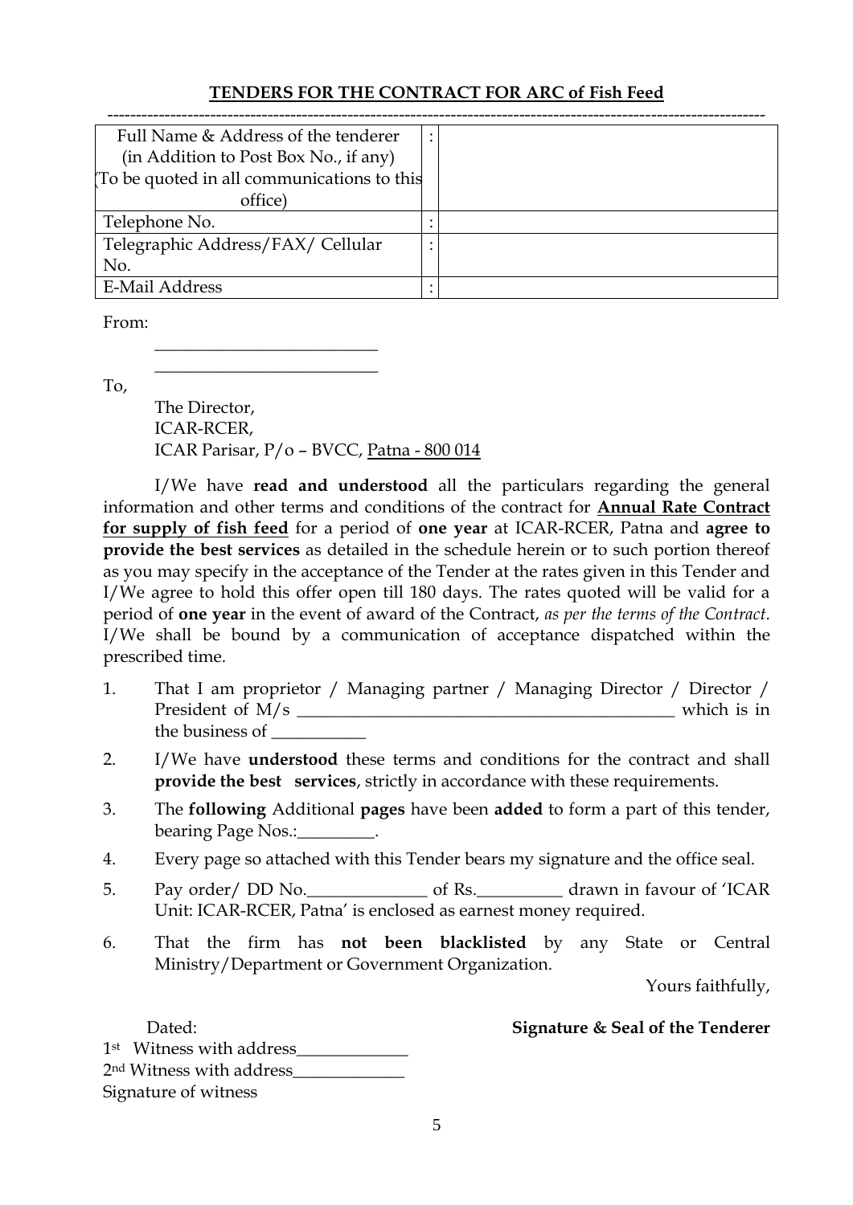## TENDERS FOR THE CONTRACT FOR ARC of Fish Feed

| Field | | |
|---|---|---|
| Full Name & Address of the tenderer (in Addition to Post Box No., if any) (To be quoted in all communications to this office) | : | |
| Telephone No. | : | |
| Telegraphic Address/FAX/ Cellular No. | : | |
| E-Mail Address | : | |

From:

\_\_\_\_\_\_\_\_\_\_\_\_\_\_\_\_\_\_\_\_\_\_\_\_\_\_

\_\_\_\_\_\_\_\_\_\_\_\_\_\_\_\_\_\_\_\_\_\_\_\_\_\_

To,

The Director,
ICAR-RCER,
ICAR Parisar, P/o – BVCC, Patna - 800 014

I/We have **read and understood** all the particulars regarding the general information and other terms and conditions of the contract for **Annual Rate Contract for supply of fish feed** for a period of **one year** at ICAR-RCER, Patna and **agree to provide the best services** as detailed in the schedule herein or to such portion thereof as you may specify in the acceptance of the Tender at the rates given in this Tender and I/We agree to hold this offer open till 180 days. The rates quoted will be valid for a period of **one year** in the event of award of the Contract, *as per the terms of the Contract*. I/We shall be bound by a communication of acceptance dispatched within the prescribed time.

1. That I am proprietor / Managing partner / Managing Director / Director / President of M/s \_\_\_\_\_\_\_\_\_\_\_\_\_\_\_\_\_\_\_\_\_\_\_\_\_\_\_\_\_\_\_\_\_\_\_\_\_\_\_\_\_\_\_\_ which is in the business of \_\_\_\_\_\_\_\_\_\_\_
2. I/We have **understood** these terms and conditions for the contract and shall **provide the best services**, strictly in accordance with these requirements.
3. The **following** Additional **pages** have been **added** to form a part of this tender, bearing Page Nos.:\_\_\_\_\_\_\_\_\_.
4. Every page so attached with this Tender bears my signature and the office seal.
5. Pay order/ DD No.\_\_\_\_\_\_\_\_\_\_\_\_\_\_ of Rs.\_\_\_\_\_\_\_\_\_\_ drawn in favour of 'ICAR Unit: ICAR-RCER, Patna' is enclosed as earnest money required.
6. That the firm has **not been blacklisted** by any State or Central Ministry/Department or Government Organization.

Yours faithfully,

Dated: **Signature & Seal of the Tenderer**

1st Witness with address\_\_\_\_\_\_\_\_\_\_\_\_\_

2nd Witness with address\_\_\_\_\_\_\_\_\_\_\_\_\_

Signature of witness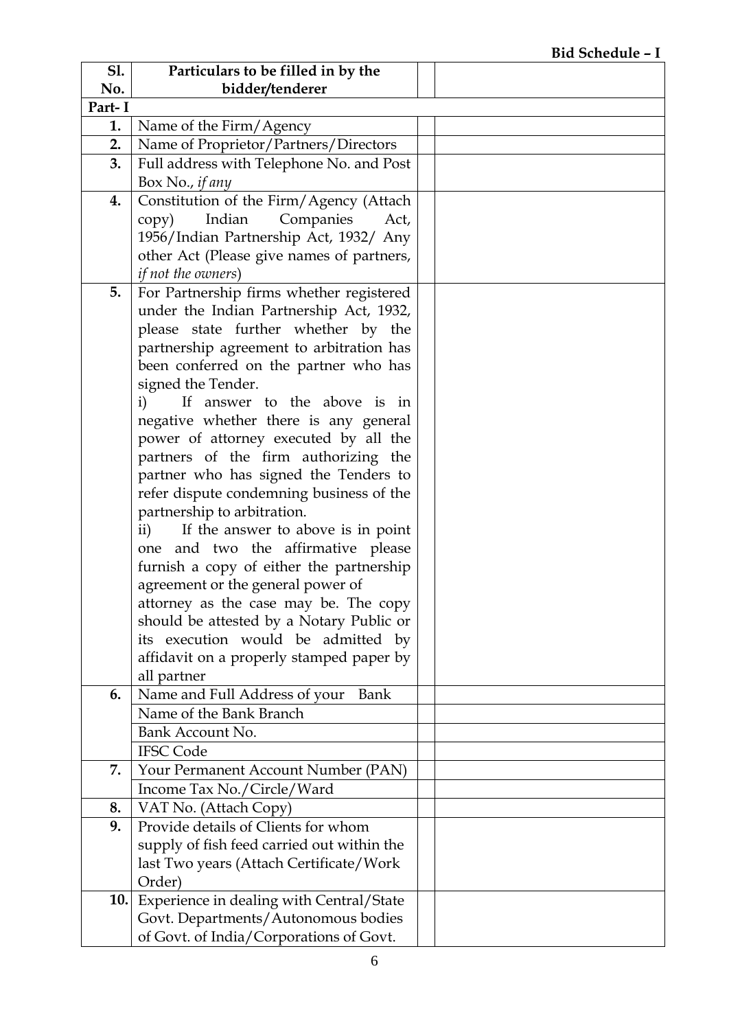**Bid Schedule – I**

| Sl. No. | Particulars to be filled in by the bidder/tenderer | | |
|---|---|---|---|
| **Part- I** | | | |
| **1.** | Name of the Firm/Agency | | |
| **2.** | Name of Proprietor/Partners/Directors | | |
| **3.** | Full address with Telephone No. and Post Box No., *if any* | | |
| **4.** | Constitution of the Firm/Agency (Attach copy) Indian Companies Act, 1956/Indian Partnership Act, 1932/ Any other Act (Please give names of partners, *if not the owners*) | | |
| **5.** | For Partnership firms whether registered under the Indian Partnership Act, 1932, please state further whether by the partnership agreement to arbitration has been conferred on the partner who has signed the Tender.<br>i) If answer to the above is in negative whether there is any general power of attorney executed by all the partners of the firm authorizing the partner who has signed the Tenders to refer dispute condemning business of the partnership to arbitration.<br>ii) If the answer to above is in point one and two the affirmative please furnish a copy of either the partnership agreement or the general power of attorney as the case may be. The copy should be attested by a Notary Public or its execution would be admitted by affidavit on a properly stamped paper by all partner | | |
| **6.** | Name and Full Address of your Bank | | |
| | Name of the Bank Branch | | |
| | Bank Account No. | | |
| | IFSC Code | | |
| **7.** | Your Permanent Account Number (PAN) | | |
| | Income Tax No./Circle/Ward | | |
| **8.** | VAT No. (Attach Copy) | | |
| **9.** | Provide details of Clients for whom supply of fish feed carried out within the last Two years (Attach Certificate/Work Order) | | |
| **10.** | Experience in dealing with Central/State Govt. Departments/Autonomous bodies of Govt. of India/Corporations of Govt. | | |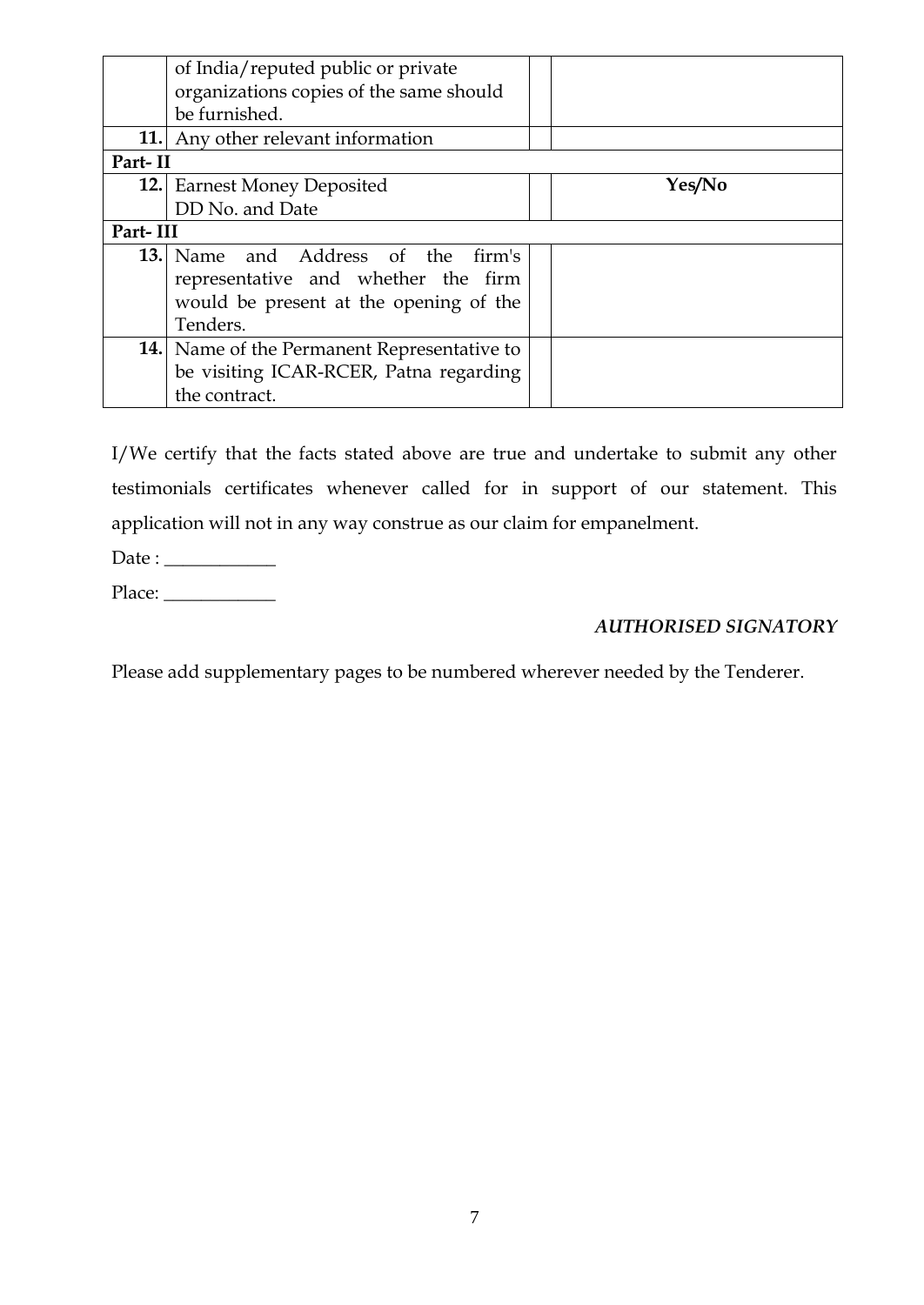|  |  |  |  |
|---|---|---|---|
|  | of India/reputed public or private organizations copies of the same should be furnished. |  |  |
| **11.** | Any other relevant information |  |  |
| **Part- II** |  |  |  |
| **12.** | Earnest Money Deposited DD No. and Date |  | **Yes/No** |
| **Part- III** |  |  |  |
| **13.** | Name and Address of the firm's representative and whether the firm would be present at the opening of the Tenders. |  |  |
| **14.** | Name of the Permanent Representative to be visiting ICAR-RCER, Patna regarding the contract. |  |  |

I/We certify that the facts stated above are true and undertake to submit any other testimonials certificates whenever called for in support of our statement. This application will not in any way construe as our claim for empanelment.

Date : ____________

Place: ____________

*AUTHORISED SIGNATORY*

Please add supplementary pages to be numbered wherever needed by the Tenderer.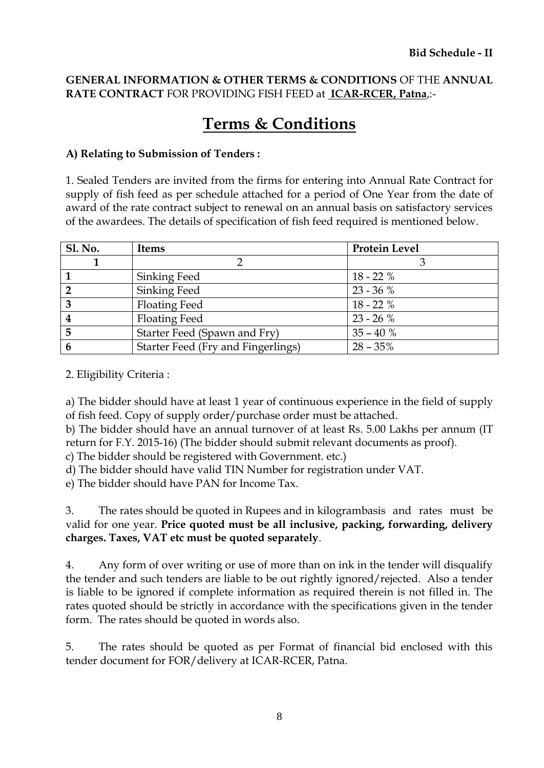**Bid Schedule - II**

**GENERAL INFORMATION & OTHER TERMS & CONDITIONS** OF THE **ANNUAL RATE CONTRACT** FOR PROVIDING FISH FEED at **ICAR-RCER, Patna**,:-

# Terms & Conditions

**A) Relating to Submission of Tenders :**

1. Sealed Tenders are invited from the firms for entering into Annual Rate Contract for supply of fish feed as per schedule attached for a period of One Year from the date of award of the rate contract subject to renewal on an annual basis on satisfactory services of the awardees. The details of specification of fish feed required is mentioned below.

| Sl. No. | Items | Protein Level |
|---|---|---|
| 1 | 2 | 3 |
| 1 | Sinking Feed | 18 - 22 % |
| 2 | Sinking Feed | 23 - 36 % |
| 3 | Floating Feed | 18 - 22 % |
| 4 | Floating Feed | 23 - 26 % |
| 5 | Starter Feed (Spawn and Fry) | 35 – 40 % |
| 6 | Starter Feed (Fry and Fingerlings) | 28 – 35% |

2. Eligibility Criteria :

a) The bidder should have at least 1 year of continuous experience in the field of supply of fish feed. Copy of supply order/purchase order must be attached.
b) The bidder should have an annual turnover of at least Rs. 5.00 Lakhs per annum (IT return for F.Y. 2015-16) (The bidder should submit relevant documents as proof).
c) The bidder should be registered with Government. etc.)
d) The bidder should have valid TIN Number for registration under VAT.
e) The bidder should have PAN for Income Tax.

3. The rates should be quoted in Rupees and in kilogrambasis and rates must be valid for one year. **Price quoted must be all inclusive, packing, forwarding, delivery charges. Taxes, VAT etc must be quoted separately**.

4. Any form of over writing or use of more than on ink in the tender will disqualify the tender and such tenders are liable to be out rightly ignored/rejected. Also a tender is liable to be ignored if complete information as required therein is not filled in. The rates quoted should be strictly in accordance with the specifications given in the tender form. The rates should be quoted in words also.

5. The rates should be quoted as per Format of financial bid enclosed with this tender document for FOR/delivery at ICAR-RCER, Patna.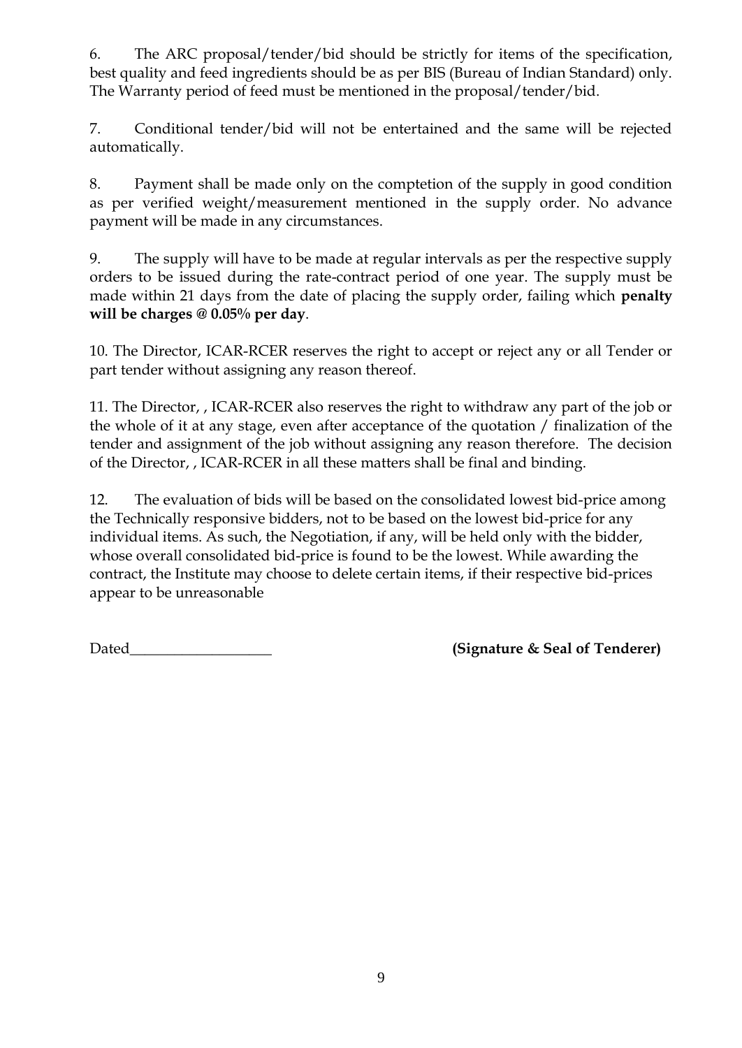6. The ARC proposal/tender/bid should be strictly for items of the specification, best quality and feed ingredients should be as per BIS (Bureau of Indian Standard) only. The Warranty period of feed must be mentioned in the proposal/tender/bid.

7. Conditional tender/bid will not be entertained and the same will be rejected automatically.

8. Payment shall be made only on the comptetion of the supply in good condition as per verified weight/measurement mentioned in the supply order. No advance payment will be made in any circumstances.

9. The supply will have to be made at regular intervals as per the respective supply orders to be issued during the rate-contract period of one year. The supply must be made within 21 days from the date of placing the supply order, failing which **penalty will be charges @ 0.05% per day**.

10. The Director, ICAR-RCER reserves the right to accept or reject any or all Tender or part tender without assigning any reason thereof.

11. The Director, , ICAR-RCER also reserves the right to withdraw any part of the job or the whole of it at any stage, even after acceptance of the quotation / finalization of the tender and assignment of the job without assigning any reason therefore. The decision of the Director, , ICAR-RCER in all these matters shall be final and binding.

12. The evaluation of bids will be based on the consolidated lowest bid-price among the Technically responsive bidders, not to be based on the lowest bid-price for any individual items. As such, the Negotiation, if any, will be held only with the bidder, whose overall consolidated bid-price is found to be the lowest. While awarding the contract, the Institute may choose to delete certain items, if their respective bid-prices appear to be unreasonable

Dated___________________ **(Signature & Seal of Tenderer)**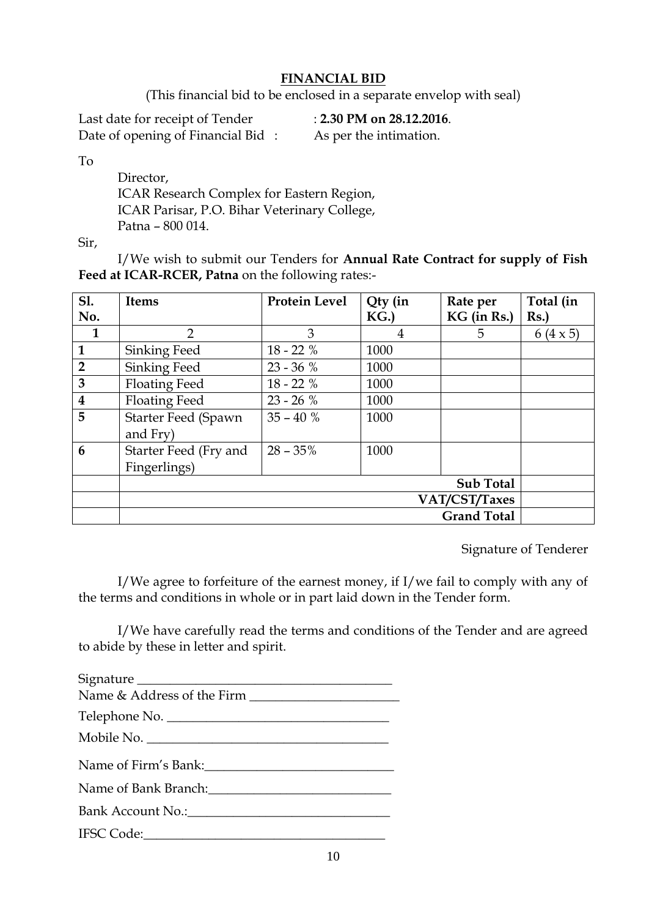## FINANCIAL BID

(This financial bid to be enclosed in a separate envelop with seal)

Last date for receipt of Tender : **2.30 PM on 28.12.2016**.
Date of opening of Financial Bid : As per the intimation.

To

Director,
ICAR Research Complex for Eastern Region,
ICAR Parisar, P.O. Bihar Veterinary College,
Patna – 800 014.

Sir,

I/We wish to submit our Tenders for **Annual Rate Contract for supply of Fish Feed at ICAR-RCER, Patna** on the following rates:-

| Sl. No. | Items | Protein Level | Qty (in KG.) | Rate per KG (in Rs.) | Total (in Rs.) |
|---|---|---|---|---|---|
| 1 | 2 | 3 | 4 | 5 | 6 (4 x 5) |
| **1** | Sinking Feed | 18 - 22 % | 1000 | | |
| **2** | Sinking Feed | 23 - 36 % | 1000 | | |
| **3** | Floating Feed | 18 - 22 % | 1000 | | |
| **4** | Floating Feed | 23 - 26 % | 1000 | | |
| **5** | Starter Feed (Spawn and Fry) | 35 – 40 % | 1000 | | |
| **6** | Starter Feed (Fry and Fingerlings) | 28 – 35% | 1000 | | |
| | | | | **Sub Total** | |
| | | | | **VAT/CST/Taxes** | |
| | | | | **Grand Total** | |

Signature of Tenderer

I/We agree to forfeiture of the earnest money, if I/we fail to comply with any of the terms and conditions in whole or in part laid down in the Tender form.

I/We have carefully read the terms and conditions of the Tender and are agreed to abide by these in letter and spirit.

Signature ________________________________________

Name & Address of the Firm _______________________

Telephone No. __________________________________

Mobile No. _____________________________________

Name of Firm's Bank:_____________________________

Name of Bank Branch:____________________________

Bank Account No.:_______________________________

IFSC Code:_____________________________________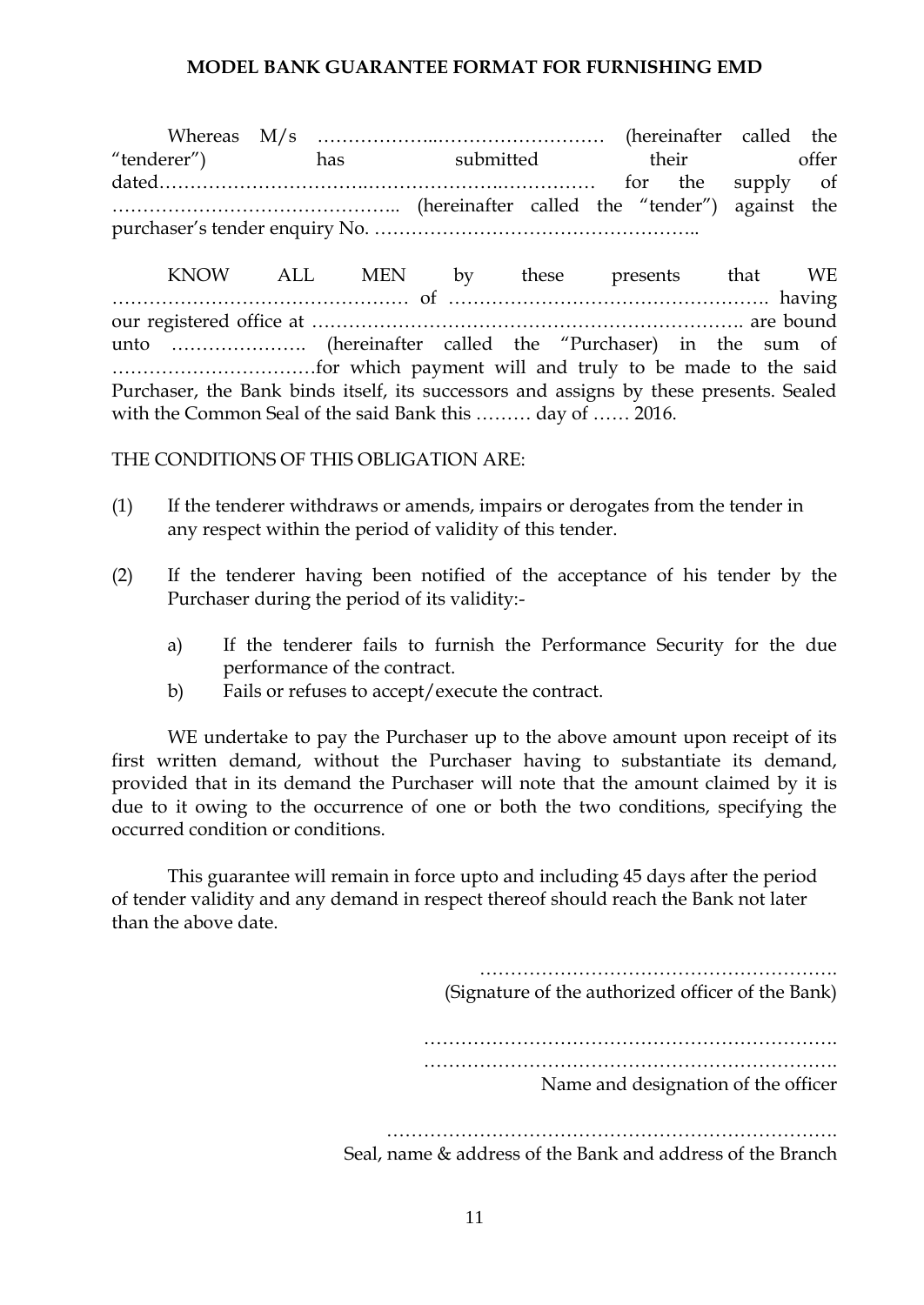# MODEL BANK GUARANTEE FORMAT FOR FURNISHING EMD

Whereas M/s ………………..……………………… (hereinafter called the "tenderer") has submitted their offer dated…………………………….………………….…………… for the supply of ……………………………………….. (hereinafter called the "tender") against the purchaser's tender enquiry No. ……………………………………………..

KNOW ALL MEN by these presents that WE ………………………………………… of ……………………………………………. having our registered office at ……………………………………………………………. are bound unto …………………. (hereinafter called the "Purchaser) in the sum of ……………………………for which payment will and truly to be made to the said Purchaser, the Bank binds itself, its successors and assigns by these presents. Sealed with the Common Seal of the said Bank this ……… day of …… 2016.

THE CONDITIONS OF THIS OBLIGATION ARE:

(1) If the tenderer withdraws or amends, impairs or derogates from the tender in any respect within the period of validity of this tender.

(2) If the tenderer having been notified of the acceptance of his tender by the Purchaser during the period of its validity:-

   a) If the tenderer fails to furnish the Performance Security for the due performance of the contract.
   
   b) Fails or refuses to accept/execute the contract.

WE undertake to pay the Purchaser up to the above amount upon receipt of its first written demand, without the Purchaser having to substantiate its demand, provided that in its demand the Purchaser will note that the amount claimed by it is due to it owing to the occurrence of one or both the two conditions, specifying the occurred condition or conditions.

This guarantee will remain in force upto and including 45 days after the period of tender validity and any demand in respect thereof should reach the Bank not later than the above date.

………………………………………………….
(Signature of the authorized officer of the Bank)

………………………………………………………….
………………………………………………………….
Name and designation of the officer

…………………………………………………………….
Seal, name & address of the Bank and address of the Branch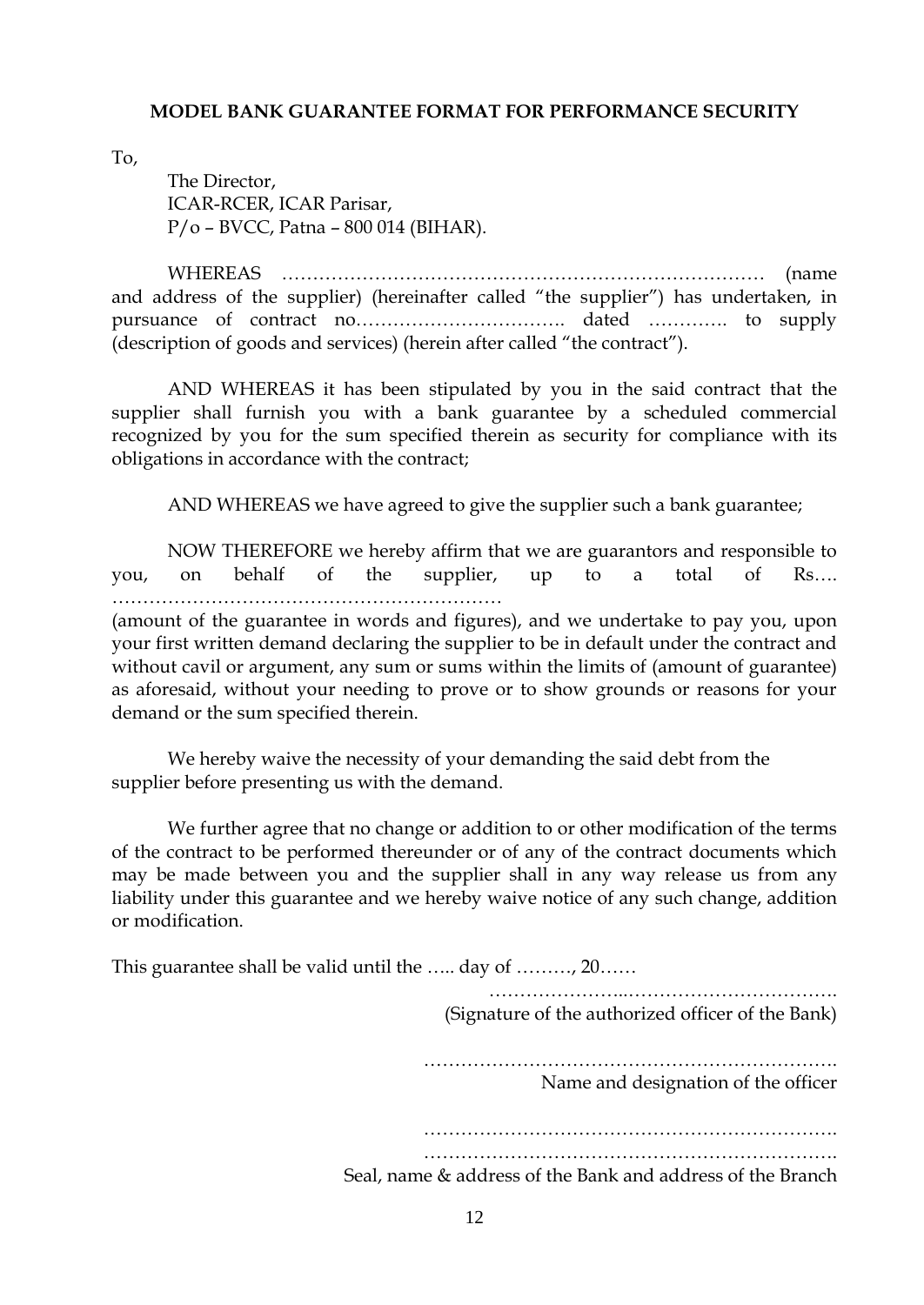**MODEL BANK GUARANTEE FORMAT FOR PERFORMANCE SECURITY**

To,

The Director,
ICAR-RCER, ICAR Parisar,
P/o – BVCC, Patna – 800 014 (BIHAR).

WHEREAS ………………………………………………………………………… (name and address of the supplier) (hereinafter called "the supplier") has undertaken, in pursuance of contract no……………………………. dated …………. to supply (description of goods and services) (herein after called "the contract").

AND WHEREAS it has been stipulated by you in the said contract that the supplier shall furnish you with a bank guarantee by a scheduled commercial recognized by you for the sum specified therein as security for compliance with its obligations in accordance with the contract;

AND WHEREAS we have agreed to give the supplier such a bank guarantee;

NOW THEREFORE we hereby affirm that we are guarantors and responsible to you, on behalf of the supplier, up to a total of Rs…. ……………………………………………………… (amount of the guarantee in words and figures), and we undertake to pay you, upon your first written demand declaring the supplier to be in default under the contract and without cavil or argument, any sum or sums within the limits of (amount of guarantee) as aforesaid, without your needing to prove or to show grounds or reasons for your demand or the sum specified therein.

We hereby waive the necessity of your demanding the said debt from the supplier before presenting us with the demand.

We further agree that no change or addition to or other modification of the terms of the contract to be performed thereunder or of any of the contract documents which may be made between you and the supplier shall in any way release us from any liability under this guarantee and we hereby waive notice of any such change, addition or modification.

This guarantee shall be valid until the ….. day of ………, 20……

………………...…………………………….
(Signature of the authorized officer of the Bank)

………………………………………………………….
Name and designation of the officer

………………………………………………………….
………………………………………………………….
Seal, name & address of the Bank and address of the Branch